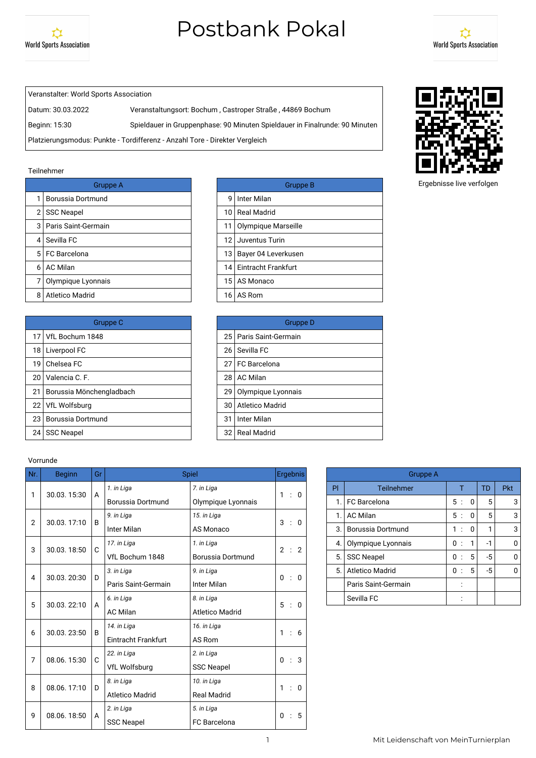# Postbank Pokal

World Sports Association

| Veranstalter: World Sports Association | |
|---|---|
| Datum: 30.03.2022 | Veranstaltungsort: Bochum , Castroper Straße , 44869 Bochum |
| Beginn: 15:30 | Spieldauer in Gruppenphase: 90 Minuten Spieldauer in Finalrunde: 90 Minuten |
| Platzierungsmodus: Punkte - Tordifferenz - Anzahl Tore - Direkter Vergleich | |

Ergebnisse live verfolgen

Teilnehmer

| Gruppe A | |
|---|---|
| 1 | Borussia Dortmund |
| 2 | SSC Neapel |
| 3 | Paris Saint-Germain |
| 4 | Sevilla FC |
| 5 | FC Barcelona |
| 6 | AC Milan |
| 7 | Olympique Lyonnais |
| 8 | Atletico Madrid |

| Gruppe B | |
|---|---|
| 9 | Inter Milan |
| 10 | Real Madrid |
| 11 | Olympique Marseille |
| 12 | Juventus Turin |
| 13 | Bayer 04 Leverkusen |
| 14 | Eintracht Frankfurt |
| 15 | AS Monaco |
| 16 | AS Rom |

| Gruppe C | |
|---|---|
| 17 | VfL Bochum 1848 |
| 18 | Liverpool FC |
| 19 | Chelsea FC |
| 20 | Valencia C. F. |
| 21 | Borussia Mönchengladbach |
| 22 | VfL Wolfsburg |
| 23 | Borussia Dortmund |
| 24 | SSC Neapel |

| Gruppe D | |
|---|---|
| 25 | Paris Saint-Germain |
| 26 | Sevilla FC |
| 27 | FC Barcelona |
| 28 | AC Milan |
| 29 | Olympique Lyonnais |
| 30 | Atletico Madrid |
| 31 | Inter Milan |
| 32 | Real Madrid |

Vorrunde

| Nr. | Beginn | Gr | Spiel | | Ergebnis |
|---|---|---|---|---|---|
| 1 | 30.03. 15:30 | A | *1. in Liga* Borussia Dortmund | *7. in Liga* Olympique Lyonnais | 1 : 0 |
| 2 | 30.03. 17:10 | B | *9. in Liga* Inter Milan | *15. in Liga* AS Monaco | 3 : 0 |
| 3 | 30.03. 18:50 | C | *17. in Liga* VfL Bochum 1848 | *1. in Liga* Borussia Dortmund | 2 : 2 |
| 4 | 30.03. 20:30 | D | *3. in Liga* Paris Saint-Germain | *9. in Liga* Inter Milan | 0 : 0 |
| 5 | 30.03. 22:10 | A | *6. in Liga* AC Milan | *8. in Liga* Atletico Madrid | 5 : 0 |
| 6 | 30.03. 23:50 | B | *14. in Liga* Eintracht Frankfurt | *16. in Liga* AS Rom | 1 : 6 |
| 7 | 08.06. 15:30 | C | *22. in Liga* VfL Wolfsburg | *2. in Liga* SSC Neapel | 0 : 3 |
| 8 | 08.06. 17:10 | D | *8. in Liga* Atletico Madrid | *10. in Liga* Real Madrid | 1 : 0 |
| 9 | 08.06. 18:50 | A | *2. in Liga* SSC Neapel | *5. in Liga* FC Barcelona | 0 : 5 |

| Gruppe A | | | | |
|---|---|---|---|---|
| Pl | Teilnehmer | T | TD | Pkt |
| 1. | FC Barcelona | 5 : 0 | 5 | 3 |
| 1. | AC Milan | 5 : 0 | 5 | 3 |
| 3. | Borussia Dortmund | 1 : 0 | 1 | 3 |
| 4. | Olympique Lyonnais | 0 : 1 | -1 | 0 |
| 5. | SSC Neapel | 0 : 5 | -5 | 0 |
| 5. | Atletico Madrid | 0 : 5 | -5 | 0 |
| | Paris Saint-Germain | : | | |
| | Sevilla FC | : | | |

Mit Leidenschaft von MeinTurnierplan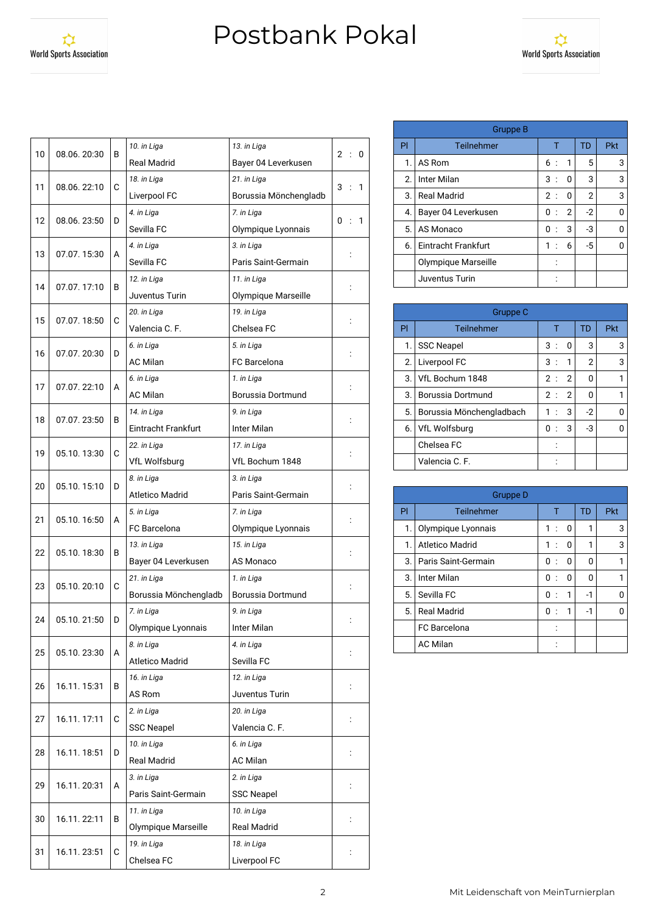World Sports Association

# Postbank Pokal

World Sports Association

| Nr | Datum | Gr | Heim | Gast | Ergebnis |
|---|---|---|---|---|---|
| 10 | 08.06. 20:30 | B | *10. in Liga* Real Madrid | *13. in Liga* Bayer 04 Leverkusen | 2 : 0 |
| 11 | 08.06. 22:10 | C | *18. in Liga* Liverpool FC | *21. in Liga* Borussia Mönchengladb | 3 : 1 |
| 12 | 08.06. 23:50 | D | *4. in Liga* Sevilla FC | *7. in Liga* Olympique Lyonnais | 0 : 1 |
| 13 | 07.07. 15:30 | A | *4. in Liga* Sevilla FC | *3. in Liga* Paris Saint-Germain | : |
| 14 | 07.07. 17:10 | B | *12. in Liga* Juventus Turin | *11. in Liga* Olympique Marseille | : |
| 15 | 07.07. 18:50 | C | *20. in Liga* Valencia C. F. | *19. in Liga* Chelsea FC | : |
| 16 | 07.07. 20:30 | D | *6. in Liga* AC Milan | *5. in Liga* FC Barcelona | : |
| 17 | 07.07. 22:10 | A | *6. in Liga* AC Milan | *1. in Liga* Borussia Dortmund | : |
| 18 | 07.07. 23:50 | B | *14. in Liga* Eintracht Frankfurt | *9. in Liga* Inter Milan | : |
| 19 | 05.10. 13:30 | C | *22. in Liga* VfL Wolfsburg | *17. in Liga* VfL Bochum 1848 | : |
| 20 | 05.10. 15:10 | D | *8. in Liga* Atletico Madrid | *3. in Liga* Paris Saint-Germain | : |
| 21 | 05.10. 16:50 | A | *5. in Liga* FC Barcelona | *7. in Liga* Olympique Lyonnais | : |
| 22 | 05.10. 18:30 | B | *13. in Liga* Bayer 04 Leverkusen | *15. in Liga* AS Monaco | : |
| 23 | 05.10. 20:10 | C | *21. in Liga* Borussia Mönchengladb | *1. in Liga* Borussia Dortmund | : |
| 24 | 05.10. 21:50 | D | *7. in Liga* Olympique Lyonnais | *9. in Liga* Inter Milan | : |
| 25 | 05.10. 23:30 | A | *8. in Liga* Atletico Madrid | *4. in Liga* Sevilla FC | : |
| 26 | 16.11. 15:31 | B | *16. in Liga* AS Rom | *12. in Liga* Juventus Turin | : |
| 27 | 16.11. 17:11 | C | *2. in Liga* SSC Neapel | *20. in Liga* Valencia C. F. | : |
| 28 | 16.11. 18:51 | D | *10. in Liga* Real Madrid | *6. in Liga* AC Milan | : |
| 29 | 16.11. 20:31 | A | *3. in Liga* Paris Saint-Germain | *2. in Liga* SSC Neapel | : |
| 30 | 16.11. 22:11 | B | *11. in Liga* Olympique Marseille | *10. in Liga* Real Madrid | : |
| 31 | 16.11. 23:51 | C | *19. in Liga* Chelsea FC | *18. in Liga* Liverpool FC | : |

**Gruppe B**

| Pl | Teilnehmer | T | TD | Pkt |
|---|---|---|---|---|
| 1. | AS Rom | 6 : 1 | 5 | 3 |
| 2. | Inter Milan | 3 : 0 | 3 | 3 |
| 3. | Real Madrid | 2 : 0 | 2 | 3 |
| 4. | Bayer 04 Leverkusen | 0 : 2 | -2 | 0 |
| 5. | AS Monaco | 0 : 3 | -3 | 0 |
| 6. | Eintracht Frankfurt | 1 : 6 | -5 | 0 |
| | Olympique Marseille | : | | |
| | Juventus Turin | : | | |

**Gruppe C**

| Pl | Teilnehmer | T | TD | Pkt |
|---|---|---|---|---|
| 1. | SSC Neapel | 3 : 0 | 3 | 3 |
| 2. | Liverpool FC | 3 : 1 | 2 | 3 |
| 3. | VfL Bochum 1848 | 2 : 2 | 0 | 1 |
| 3. | Borussia Dortmund | 2 : 2 | 0 | 1 |
| 5. | Borussia Mönchengladbach | 1 : 3 | -2 | 0 |
| 6. | VfL Wolfsburg | 0 : 3 | -3 | 0 |
| | Chelsea FC | : | | |
| | Valencia C. F. | : | | |

**Gruppe D**

| Pl | Teilnehmer | T | TD | Pkt |
|---|---|---|---|---|
| 1. | Olympique Lyonnais | 1 : 0 | 1 | 3 |
| 1. | Atletico Madrid | 1 : 0 | 1 | 3 |
| 3. | Paris Saint-Germain | 0 : 0 | 0 | 1 |
| 3. | Inter Milan | 0 : 0 | 0 | 1 |
| 5. | Sevilla FC | 0 : 1 | -1 | 0 |
| 5. | Real Madrid | 0 : 1 | -1 | 0 |
| | FC Barcelona | : | | |
| | AC Milan | : | | |

Mit Leidenschaft von MeinTurnierplan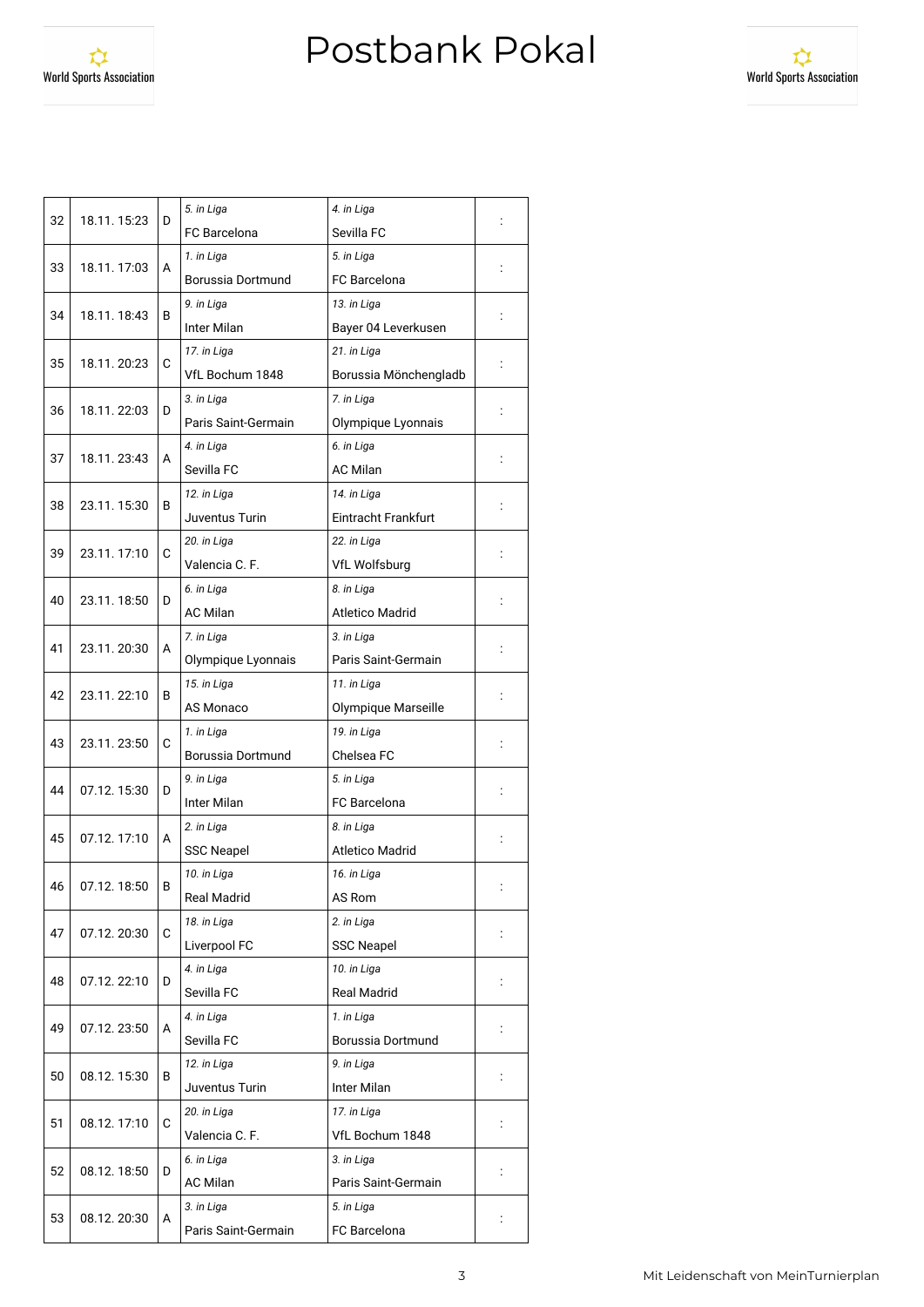# Postbank Pokal

| Nr. | Zeit | Gruppe | Heim | Gast | Ergebnis |
|---|---|---|---|---|---|
| 32 | 18.11. 15:23 | D | *5. in Liga* FC Barcelona | *4. in Liga* Sevilla FC | : |
| 33 | 18.11. 17:03 | A | *1. in Liga* Borussia Dortmund | *5. in Liga* FC Barcelona | : |
| 34 | 18.11. 18:43 | B | *9. in Liga* Inter Milan | *13. in Liga* Bayer 04 Leverkusen | : |
| 35 | 18.11. 20:23 | C | *17. in Liga* VfL Bochum 1848 | *21. in Liga* Borussia Mönchengladb | : |
| 36 | 18.11. 22:03 | D | *3. in Liga* Paris Saint-Germain | *7. in Liga* Olympique Lyonnais | : |
| 37 | 18.11. 23:43 | A | *4. in Liga* Sevilla FC | *6. in Liga* AC Milan | : |
| 38 | 23.11. 15:30 | B | *12. in Liga* Juventus Turin | *14. in Liga* Eintracht Frankfurt | : |
| 39 | 23.11. 17:10 | C | *20. in Liga* Valencia C. F. | *22. in Liga* VfL Wolfsburg | : |
| 40 | 23.11. 18:50 | D | *6. in Liga* AC Milan | *8. in Liga* Atletico Madrid | : |
| 41 | 23.11. 20:30 | A | *7. in Liga* Olympique Lyonnais | *3. in Liga* Paris Saint-Germain | : |
| 42 | 23.11. 22:10 | B | *15. in Liga* AS Monaco | *11. in Liga* Olympique Marseille | : |
| 43 | 23.11. 23:50 | C | *1. in Liga* Borussia Dortmund | *19. in Liga* Chelsea FC | : |
| 44 | 07.12. 15:30 | D | *9. in Liga* Inter Milan | *5. in Liga* FC Barcelona | : |
| 45 | 07.12. 17:10 | A | *2. in Liga* SSC Neapel | *8. in Liga* Atletico Madrid | : |
| 46 | 07.12. 18:50 | B | *10. in Liga* Real Madrid | *16. in Liga* AS Rom | : |
| 47 | 07.12. 20:30 | C | *18. in Liga* Liverpool FC | *2. in Liga* SSC Neapel | : |
| 48 | 07.12. 22:10 | D | *4. in Liga* Sevilla FC | *10. in Liga* Real Madrid | : |
| 49 | 07.12. 23:50 | A | *4. in Liga* Sevilla FC | *1. in Liga* Borussia Dortmund | : |
| 50 | 08.12. 15:30 | B | *12. in Liga* Juventus Turin | *9. in Liga* Inter Milan | : |
| 51 | 08.12. 17:10 | C | *20. in Liga* Valencia C. F. | *17. in Liga* VfL Bochum 1848 | : |
| 52 | 08.12. 18:50 | D | *6. in Liga* AC Milan | *3. in Liga* Paris Saint-Germain | : |
| 53 | 08.12. 20:30 | A | *3. in Liga* Paris Saint-Germain | *5. in Liga* FC Barcelona | : |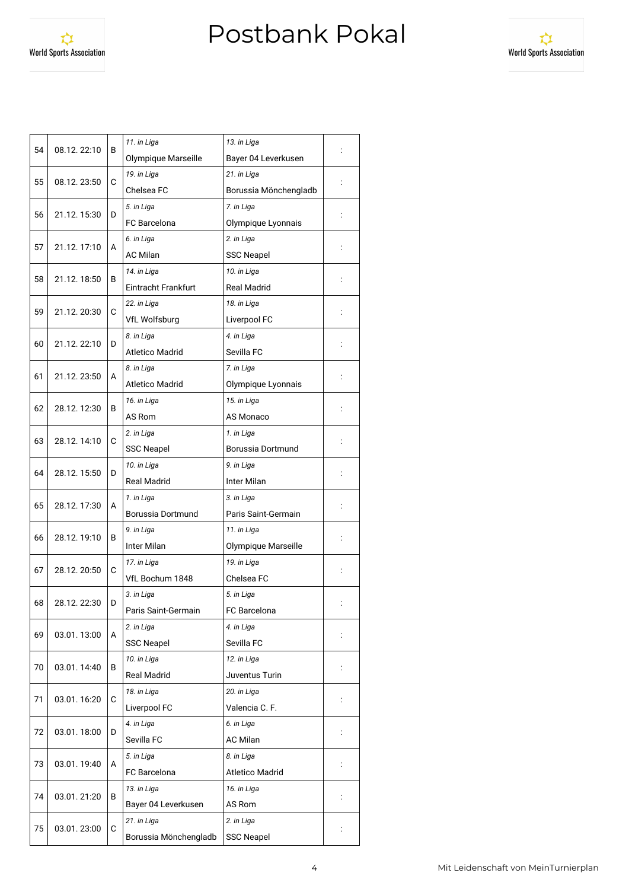# Postbank Pokal

| | | | | | |
|---|---|---|---|---|---|
| 54 | 08.12. 22:10 | B | *11. in Liga* Olympique Marseille | *13. in Liga* Bayer 04 Leverkusen | : |
| 55 | 08.12. 23:50 | C | *19. in Liga* Chelsea FC | *21. in Liga* Borussia Mönchengladb | : |
| 56 | 21.12. 15:30 | D | *5. in Liga* FC Barcelona | *7. in Liga* Olympique Lyonnais | : |
| 57 | 21.12. 17:10 | A | *6. in Liga* AC Milan | *2. in Liga* SSC Neapel | : |
| 58 | 21.12. 18:50 | B | *14. in Liga* Eintracht Frankfurt | *10. in Liga* Real Madrid | : |
| 59 | 21.12. 20:30 | C | *22. in Liga* VfL Wolfsburg | *18. in Liga* Liverpool FC | : |
| 60 | 21.12. 22:10 | D | *8. in Liga* Atletico Madrid | *4. in Liga* Sevilla FC | : |
| 61 | 21.12. 23:50 | A | *8. in Liga* Atletico Madrid | *7. in Liga* Olympique Lyonnais | : |
| 62 | 28.12. 12:30 | B | *16. in Liga* AS Rom | *15. in Liga* AS Monaco | : |
| 63 | 28.12. 14:10 | C | *2. in Liga* SSC Neapel | *1. in Liga* Borussia Dortmund | : |
| 64 | 28.12. 15:50 | D | *10. in Liga* Real Madrid | *9. in Liga* Inter Milan | : |
| 65 | 28.12. 17:30 | A | *1. in Liga* Borussia Dortmund | *3. in Liga* Paris Saint-Germain | : |
| 66 | 28.12. 19:10 | B | *9. in Liga* Inter Milan | *11. in Liga* Olympique Marseille | : |
| 67 | 28.12. 20:50 | C | *17. in Liga* VfL Bochum 1848 | *19. in Liga* Chelsea FC | : |
| 68 | 28.12. 22:30 | D | *3. in Liga* Paris Saint-Germain | *5. in Liga* FC Barcelona | : |
| 69 | 03.01. 13:00 | A | *2. in Liga* SSC Neapel | *4. in Liga* Sevilla FC | : |
| 70 | 03.01. 14:40 | B | *10. in Liga* Real Madrid | *12. in Liga* Juventus Turin | : |
| 71 | 03.01. 16:20 | C | *18. in Liga* Liverpool FC | *20. in Liga* Valencia C. F. | : |
| 72 | 03.01. 18:00 | D | *4. in Liga* Sevilla FC | *6. in Liga* AC Milan | : |
| 73 | 03.01. 19:40 | A | *5. in Liga* FC Barcelona | *8. in Liga* Atletico Madrid | : |
| 74 | 03.01. 21:20 | B | *13. in Liga* Bayer 04 Leverkusen | *16. in Liga* AS Rom | : |
| 75 | 03.01. 23:00 | C | *21. in Liga* Borussia Mönchengladb | *2. in Liga* SSC Neapel | : |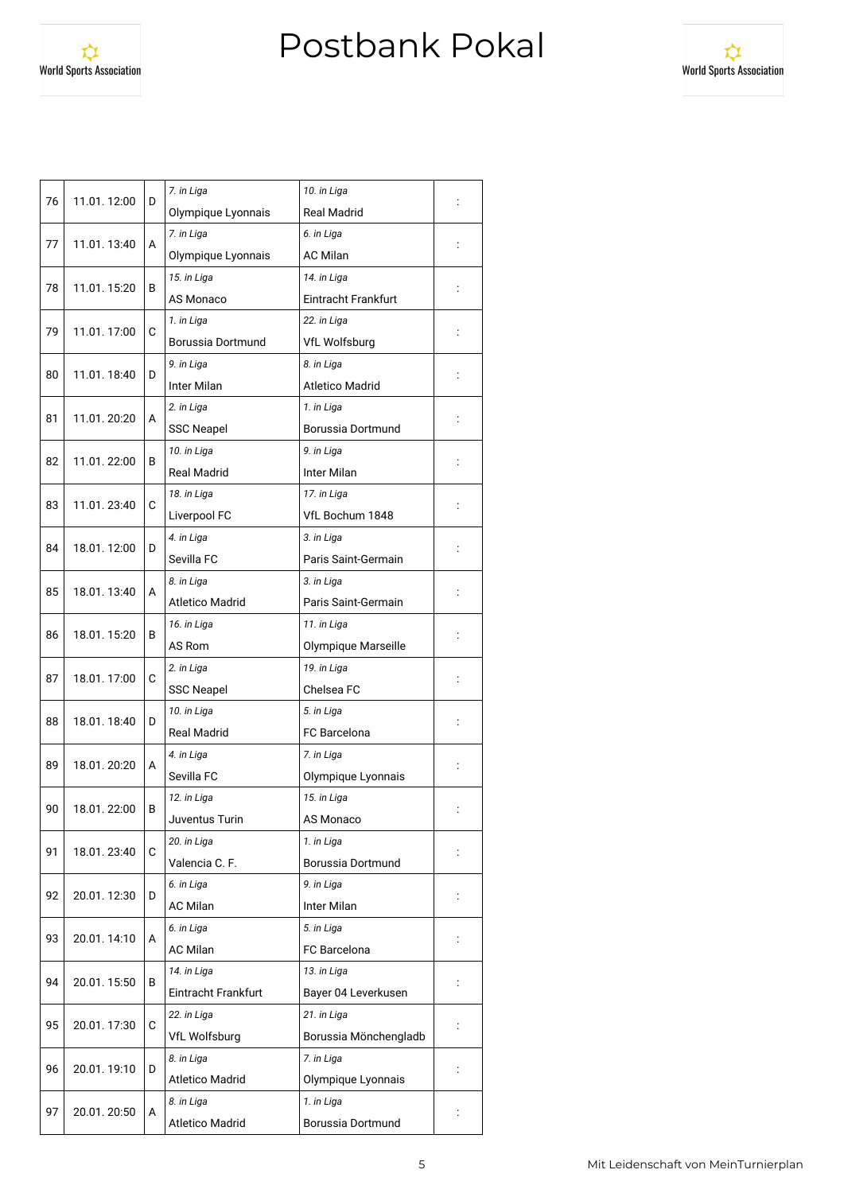# Postbank Pokal

| | | | | | |
|---|---|---|---|---|---|
| 76 | 11.01. 12:00 | D | *7. in Liga* Olympique Lyonnais | *10. in Liga* Real Madrid | : |
| 77 | 11.01. 13:40 | A | *7. in Liga* Olympique Lyonnais | *6. in Liga* AC Milan | : |
| 78 | 11.01. 15:20 | B | *15. in Liga* AS Monaco | *14. in Liga* Eintracht Frankfurt | : |
| 79 | 11.01. 17:00 | C | *1. in Liga* Borussia Dortmund | *22. in Liga* VfL Wolfsburg | : |
| 80 | 11.01. 18:40 | D | *9. in Liga* Inter Milan | *8. in Liga* Atletico Madrid | : |
| 81 | 11.01. 20:20 | A | *2. in Liga* SSC Neapel | *1. in Liga* Borussia Dortmund | : |
| 82 | 11.01. 22:00 | B | *10. in Liga* Real Madrid | *9. in Liga* Inter Milan | : |
| 83 | 11.01. 23:40 | C | *18. in Liga* Liverpool FC | *17. in Liga* VfL Bochum 1848 | : |
| 84 | 18.01. 12:00 | D | *4. in Liga* Sevilla FC | *3. in Liga* Paris Saint-Germain | : |
| 85 | 18.01. 13:40 | A | *8. in Liga* Atletico Madrid | *3. in Liga* Paris Saint-Germain | : |
| 86 | 18.01. 15:20 | B | *16. in Liga* AS Rom | *11. in Liga* Olympique Marseille | : |
| 87 | 18.01. 17:00 | C | *2. in Liga* SSC Neapel | *19. in Liga* Chelsea FC | : |
| 88 | 18.01. 18:40 | D | *10. in Liga* Real Madrid | *5. in Liga* FC Barcelona | : |
| 89 | 18.01. 20:20 | A | *4. in Liga* Sevilla FC | *7. in Liga* Olympique Lyonnais | : |
| 90 | 18.01. 22:00 | B | *12. in Liga* Juventus Turin | *15. in Liga* AS Monaco | : |
| 91 | 18.01. 23:40 | C | *20. in Liga* Valencia C. F. | *1. in Liga* Borussia Dortmund | : |
| 92 | 20.01. 12:30 | D | *6. in Liga* AC Milan | *9. in Liga* Inter Milan | : |
| 93 | 20.01. 14:10 | A | *6. in Liga* AC Milan | *5. in Liga* FC Barcelona | : |
| 94 | 20.01. 15:50 | B | *14. in Liga* Eintracht Frankfurt | *13. in Liga* Bayer 04 Leverkusen | : |
| 95 | 20.01. 17:30 | C | *22. in Liga* VfL Wolfsburg | *21. in Liga* Borussia Mönchengladb | : |
| 96 | 20.01. 19:10 | D | *8. in Liga* Atletico Madrid | *7. in Liga* Olympique Lyonnais | : |
| 97 | 20.01. 20:50 | A | *8. in Liga* Atletico Madrid | *1. in Liga* Borussia Dortmund | : |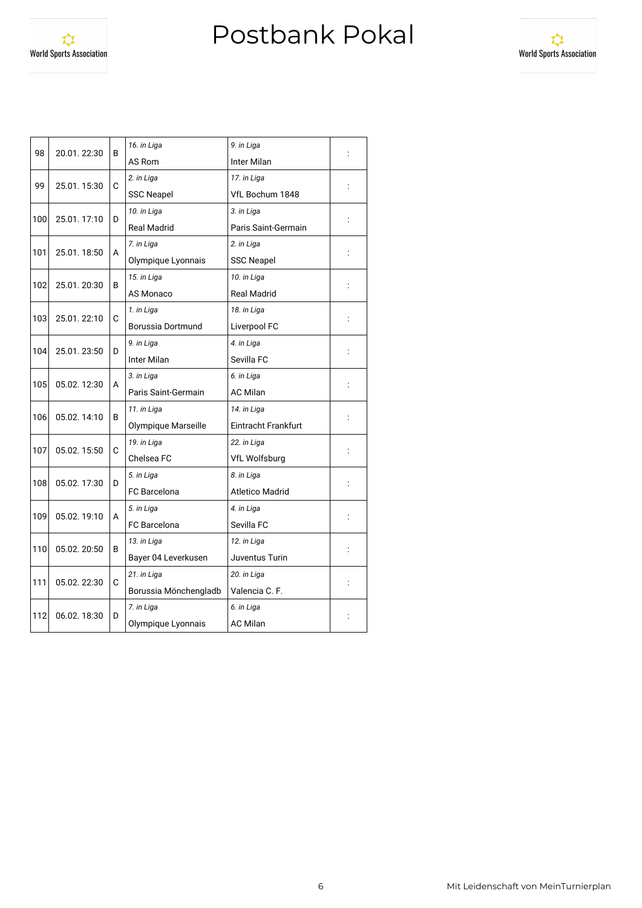# Postbank Pokal

| | | | | | |
|---|---|---|---|---|---|
| 98 | 20.01. 22:30 | B | *16. in Liga*<br>AS Rom | *9. in Liga*<br>Inter Milan | : |
| 99 | 25.01. 15:30 | C | *2. in Liga*<br>SSC Neapel | *17. in Liga*<br>VfL Bochum 1848 | : |
| 100 | 25.01. 17:10 | D | *10. in Liga*<br>Real Madrid | *3. in Liga*<br>Paris Saint-Germain | : |
| 101 | 25.01. 18:50 | A | *7. in Liga*<br>Olympique Lyonnais | *2. in Liga*<br>SSC Neapel | : |
| 102 | 25.01. 20:30 | B | *15. in Liga*<br>AS Monaco | *10. in Liga*<br>Real Madrid | : |
| 103 | 25.01. 22:10 | C | *1. in Liga*<br>Borussia Dortmund | *18. in Liga*<br>Liverpool FC | : |
| 104 | 25.01. 23:50 | D | *9. in Liga*<br>Inter Milan | *4. in Liga*<br>Sevilla FC | : |
| 105 | 05.02. 12:30 | A | *3. in Liga*<br>Paris Saint-Germain | *6. in Liga*<br>AC Milan | : |
| 106 | 05.02. 14:10 | B | *11. in Liga*<br>Olympique Marseille | *14. in Liga*<br>Eintracht Frankfurt | : |
| 107 | 05.02. 15:50 | C | *19. in Liga*<br>Chelsea FC | *22. in Liga*<br>VfL Wolfsburg | : |
| 108 | 05.02. 17:30 | D | *5. in Liga*<br>FC Barcelona | *8. in Liga*<br>Atletico Madrid | : |
| 109 | 05.02. 19:10 | A | *5. in Liga*<br>FC Barcelona | *4. in Liga*<br>Sevilla FC | : |
| 110 | 05.02. 20:50 | B | *13. in Liga*<br>Bayer 04 Leverkusen | *12. in Liga*<br>Juventus Turin | : |
| 111 | 05.02. 22:30 | C | *21. in Liga*<br>Borussia Mönchengladb | *20. in Liga*<br>Valencia C. F. | : |
| 112 | 06.02. 18:30 | D | *7. in Liga*<br>Olympique Lyonnais | *6. in Liga*<br>AC Milan | : |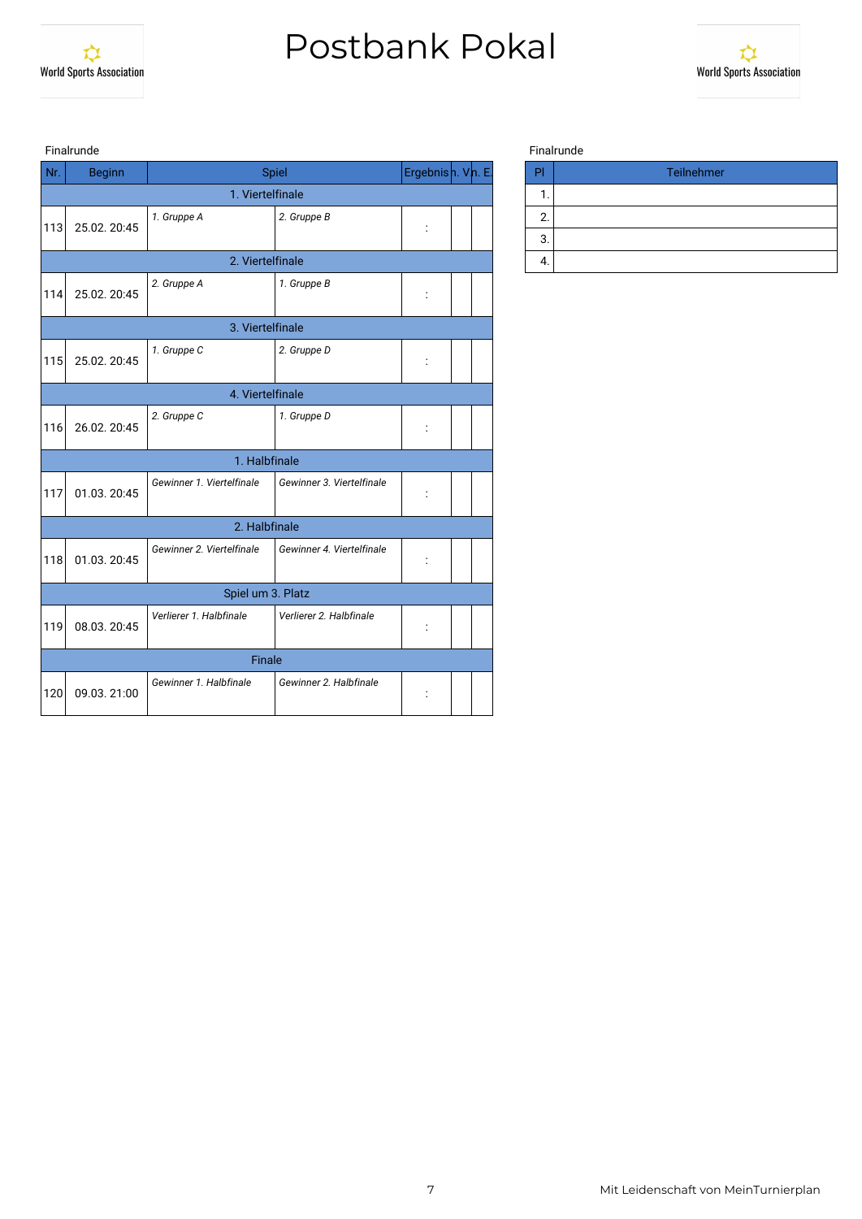World Sports Association

# Postbank Pokal

World Sports Association

Finalrunde

| Nr. | Beginn | Spiel | | Ergebnis | n. V. | n. E. |
|---|---|---|---|---|---|---|
| | | 1. Viertelfinale | | | | |
| 113 | 25.02. 20:45 | *1. Gruppe A* | *2. Gruppe B* | : | | |
| | | 2. Viertelfinale | | | | |
| 114 | 25.02. 20:45 | *2. Gruppe A* | *1. Gruppe B* | : | | |
| | | 3. Viertelfinale | | | | |
| 115 | 25.02. 20:45 | *1. Gruppe C* | *2. Gruppe D* | : | | |
| | | 4. Viertelfinale | | | | |
| 116 | 26.02. 20:45 | *2. Gruppe C* | *1. Gruppe D* | : | | |
| | | 1. Halbfinale | | | | |
| 117 | 01.03. 20:45 | *Gewinner 1. Viertelfinale* | *Gewinner 3. Viertelfinale* | : | | |
| | | 2. Halbfinale | | | | |
| 118 | 01.03. 20:45 | *Gewinner 2. Viertelfinale* | *Gewinner 4. Viertelfinale* | : | | |
| | | Spiel um 3. Platz | | | | |
| 119 | 08.03. 20:45 | *Verlierer 1. Halbfinale* | *Verlierer 2. Halbfinale* | : | | |
| | | Finale | | | | |
| 120 | 09.03. 21:00 | *Gewinner 1. Halbfinale* | *Gewinner 2. Halbfinale* | : | | |

Finalrunde

| Pl | Teilnehmer |
|---|---|
| 1. | |
| 2. | |
| 3. | |
| 4. | |

Mit Leidenschaft von MeinTurnierplan